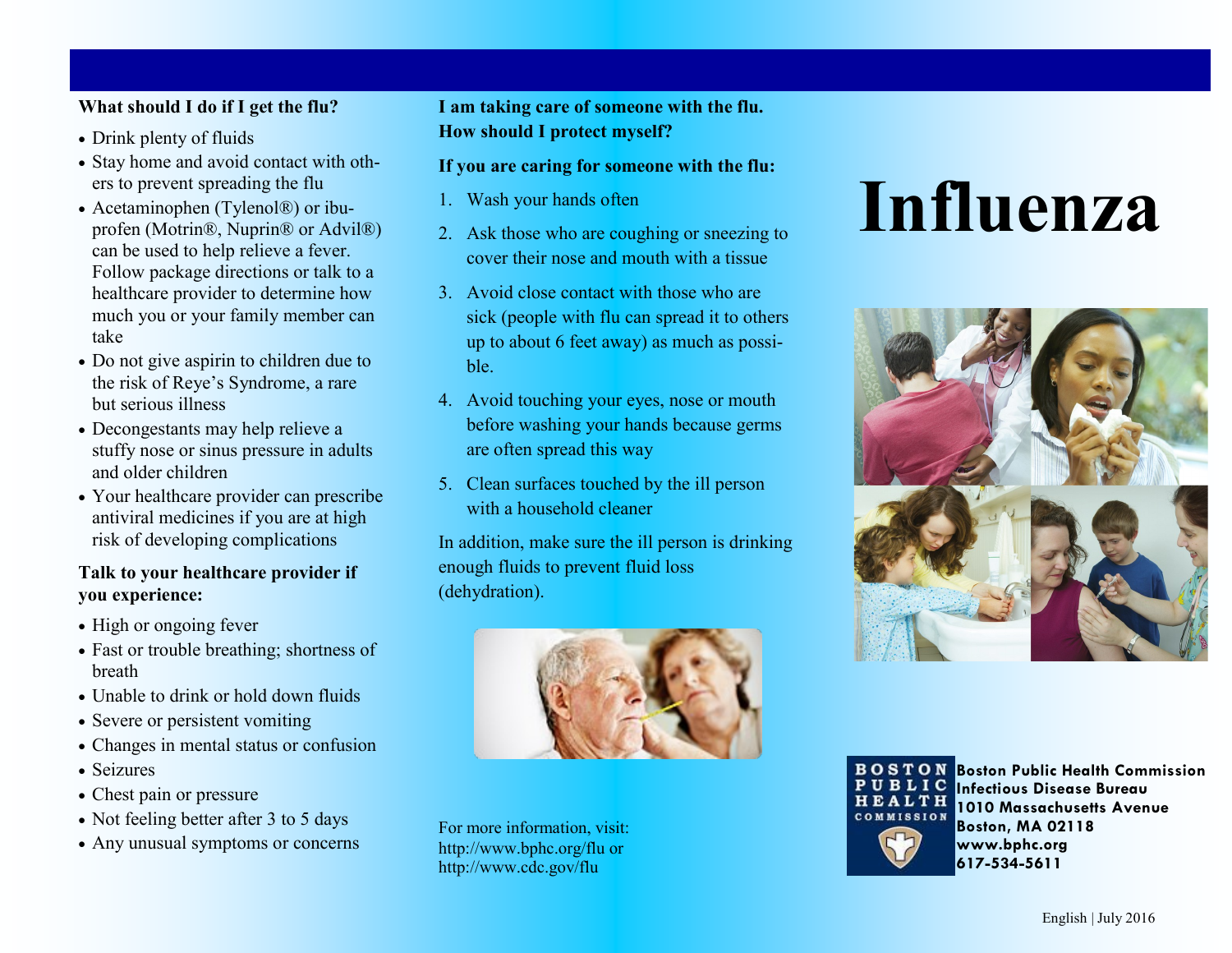## What should I do if I get the flu?

- Drink plenty of fluids
- Stay home and avoid contact with others to prevent spreading the flu
- Acetaminophen (Tylenol®) or ibuprofen (Motrin®, Nuprin® or Advil®) can be used to help relieve a fever. Follow package directions or talk to a healthcare provider to determine how much you or your family member can take
- Do not give aspirin to children due to the risk of Reye's Syndrome, a rare but serious illness
- Decongestants may help relieve a stuffy nose or sinus pressure in adults and older children
- Your healthcare provider can prescribe antiviral medicines if you are at high risk of developing complications

## Talk to your healthcare provider if you experience:

- High or ongoing fever
- Fast or trouble breathing; shortness of breath
- Unable to drink or hold down fluids
- Severe or persistent vomiting
- Changes in mental status or confusion
- Seizures
- Chest pain or pressure
- Not feeling better after 3 to 5 days
- Any unusual symptoms or concerns

## I am taking care of someone with the flu. How should I protect myself?

**If you are caring for someone with the flu:**

1. Wash your hands often
2. Ask those who are coughing or sneezing to cover their nose and mouth with a tissue
3. Avoid close contact with those who are sick (people with flu can spread it to others up to about 6 feet away) as much as possible.
4. Avoid touching your eyes, nose or mouth before washing your hands because germs are often spread this way
5. Clean surfaces touched by the ill person with a household cleaner

In addition, make sure the ill person is drinking enough fluids to prevent fluid loss (dehydration).

For more information, visit:
http://www.bphc.org/flu or
http://www.cdc.gov/flu

# Influenza

BOSTON PUBLIC HEALTH COMMISSION

**Boston Public Health Commission**
**Infectious Disease Bureau**
**1010 Massachusetts Avenue**
**Boston, MA 02118**
**www.bphc.org**
**617-534-5611**

English | July 2016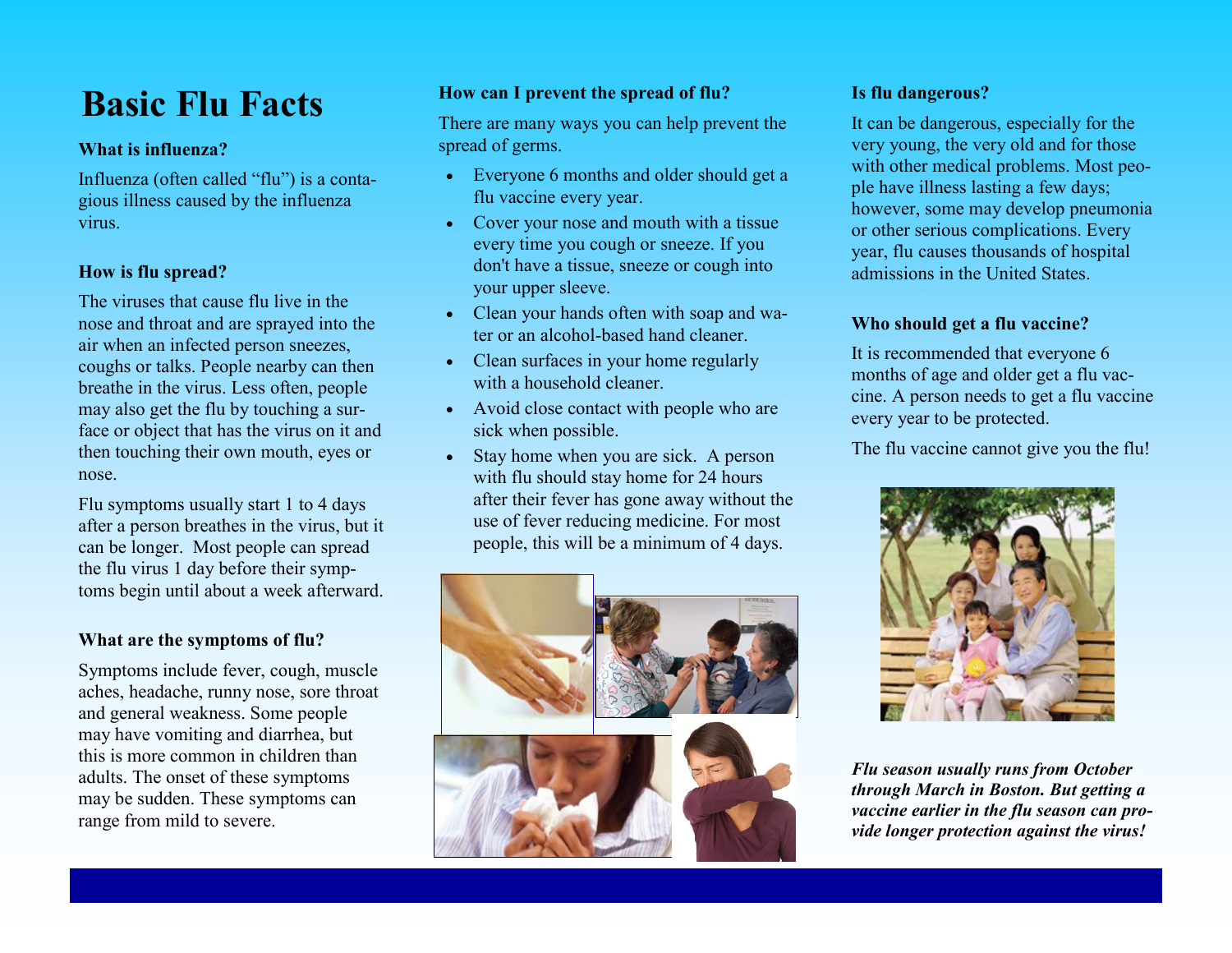# Basic Flu Facts

**What is influenza?**

Influenza (often called "flu") is a contagious illness caused by the influenza virus.

**How is flu spread?**

The viruses that cause flu live in the nose and throat and are sprayed into the air when an infected person sneezes, coughs or talks. People nearby can then breathe in the virus. Less often, people may also get the flu by touching a surface or object that has the virus on it and then touching their own mouth, eyes or nose.

Flu symptoms usually start 1 to 4 days after a person breathes in the virus, but it can be longer. Most people can spread the flu virus 1 day before their symptoms begin until about a week afterward.

**What are the symptoms of flu?**

Symptoms include fever, cough, muscle aches, headache, runny nose, sore throat and general weakness. Some people may have vomiting and diarrhea, but this is more common in children than adults. The onset of these symptoms may be sudden. These symptoms can range from mild to severe.

**How can I prevent the spread of flu?**

There are many ways you can help prevent the spread of germs.

- Everyone 6 months and older should get a flu vaccine every year.
- Cover your nose and mouth with a tissue every time you cough or sneeze. If you don't have a tissue, sneeze or cough into your upper sleeve.
- Clean your hands often with soap and water or an alcohol-based hand cleaner.
- Clean surfaces in your home regularly with a household cleaner.
- Avoid close contact with people who are sick when possible.
- Stay home when you are sick. A person with flu should stay home for 24 hours after their fever has gone away without the use of fever reducing medicine. For most people, this will be a minimum of 4 days.

**Is flu dangerous?**

It can be dangerous, especially for the very young, the very old and for those with other medical problems. Most people have illness lasting a few days; however, some may develop pneumonia or other serious complications. Every year, flu causes thousands of hospital admissions in the United States.

**Who should get a flu vaccine?**

It is recommended that everyone 6 months of age and older get a flu vaccine. A person needs to get a flu vaccine every year to be protected.

The flu vaccine cannot give you the flu!

***Flu season usually runs from October through March in Boston. But getting a vaccine earlier in the flu season can provide longer protection against the virus!***